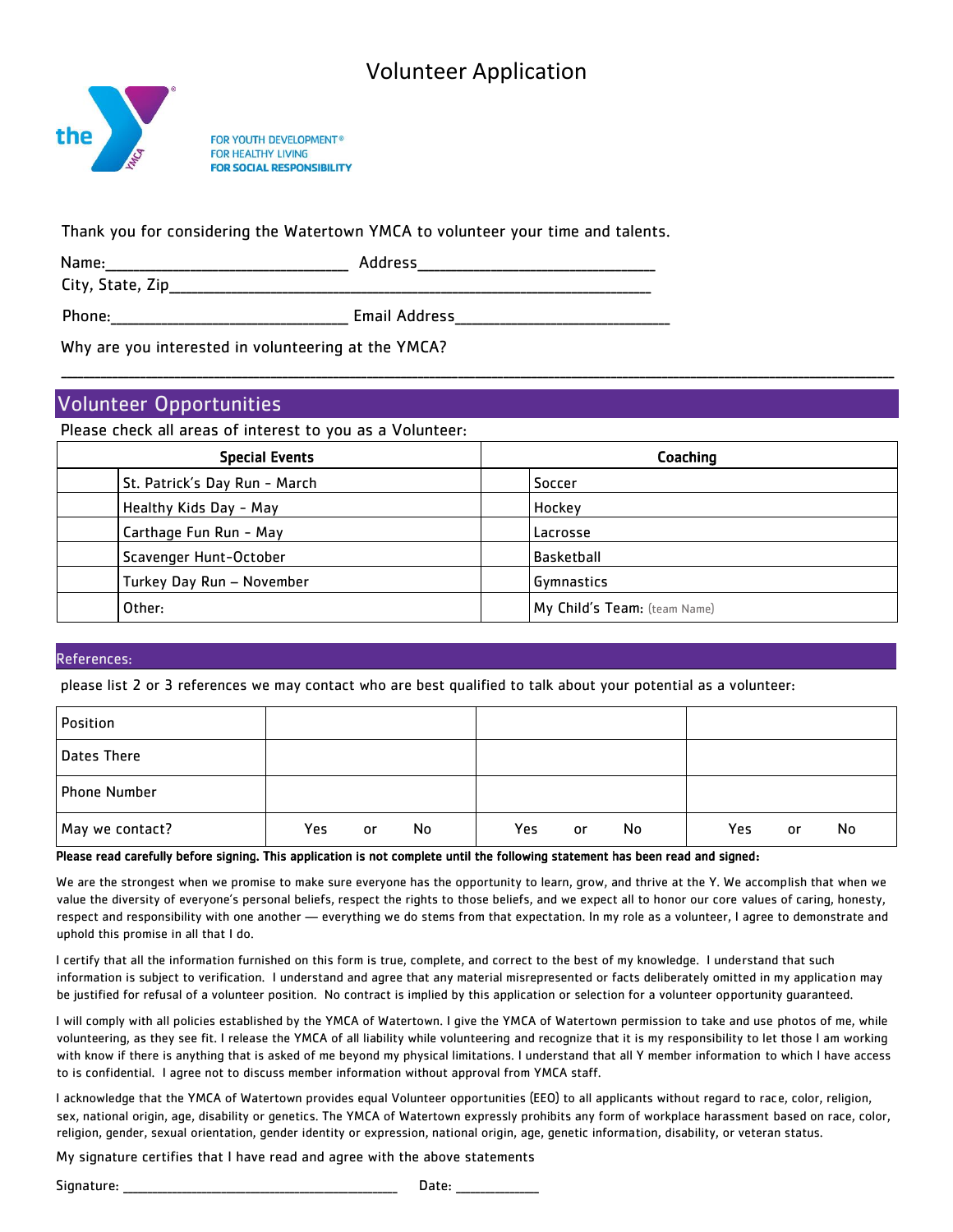# Volunteer Application

FOR YOUTH DEVELOPMENT®
FOR HEALTHY LIVING
**FOR SOCIAL RESPONSIBILITY**

Thank you for considering the Watertown YMCA to volunteer your time and talents.

Name:______________________________ Address______________________________

City, State, Zip_________________________________________________________________

Phone:______________________________ Email Address___________________________

Why are you interested in volunteering at the YMCA?

_____________________________________________________________________________________________

## Volunteer Opportunities

Please check all areas of interest to you as a Volunteer:

| | Special Events | | Coaching |
|---|---|---|---|
| | St. Patrick's Day Run - March | | Soccer |
| | Healthy Kids Day - May | | Hockey |
| | Carthage Fun Run - May | | Lacrosse |
| | Scavenger Hunt-October | | Basketball |
| | Turkey Day Run – November | | Gymnastics |
| | Other: | | My Child's Team: (team Name) |

## References:

please list 2 or 3 references we may contact who are best qualified to talk about your potential as a volunteer:

| Position | | | |
|---|---|---|---|
| Dates There | | | |
| Phone Number | | | |
| May we contact? | Yes or No | Yes or No | Yes or No |

**Please read carefully before signing. This application is not complete until the following statement has been read and signed:**

We are the strongest when we promise to make sure everyone has the opportunity to learn, grow, and thrive at the Y. We accomplish that when we value the diversity of everyone's personal beliefs, respect the rights to those beliefs, and we expect all to honor our core values of caring, honesty, respect and responsibility with one another — everything we do stems from that expectation. In my role as a volunteer, I agree to demonstrate and uphold this promise in all that I do.

I certify that all the information furnished on this form is true, complete, and correct to the best of my knowledge. I understand that such information is subject to verification. I understand and agree that any material misrepresented or facts deliberately omitted in my application may be justified for refusal of a volunteer position. No contract is implied by this application or selection for a volunteer opportunity guaranteed.

I will comply with all policies established by the YMCA of Watertown. I give the YMCA of Watertown permission to take and use photos of me, while volunteering, as they see fit. I release the YMCA of all liability while volunteering and recognize that it is my responsibility to let those I am working with know if there is anything that is asked of me beyond my physical limitations. I understand that all Y member information to which I have access to is confidential. I agree not to discuss member information without approval from YMCA staff.

I acknowledge that the YMCA of Watertown provides equal Volunteer opportunities (EEO) to all applicants without regard to race, color, religion, sex, national origin, age, disability or genetics. The YMCA of Watertown expressly prohibits any form of workplace harassment based on race, color, religion, gender, sexual orientation, gender identity or expression, national origin, age, genetic information, disability, or veteran status.

My signature certifies that I have read and agree with the above statements

Signature: ________________________________________ Date: ____________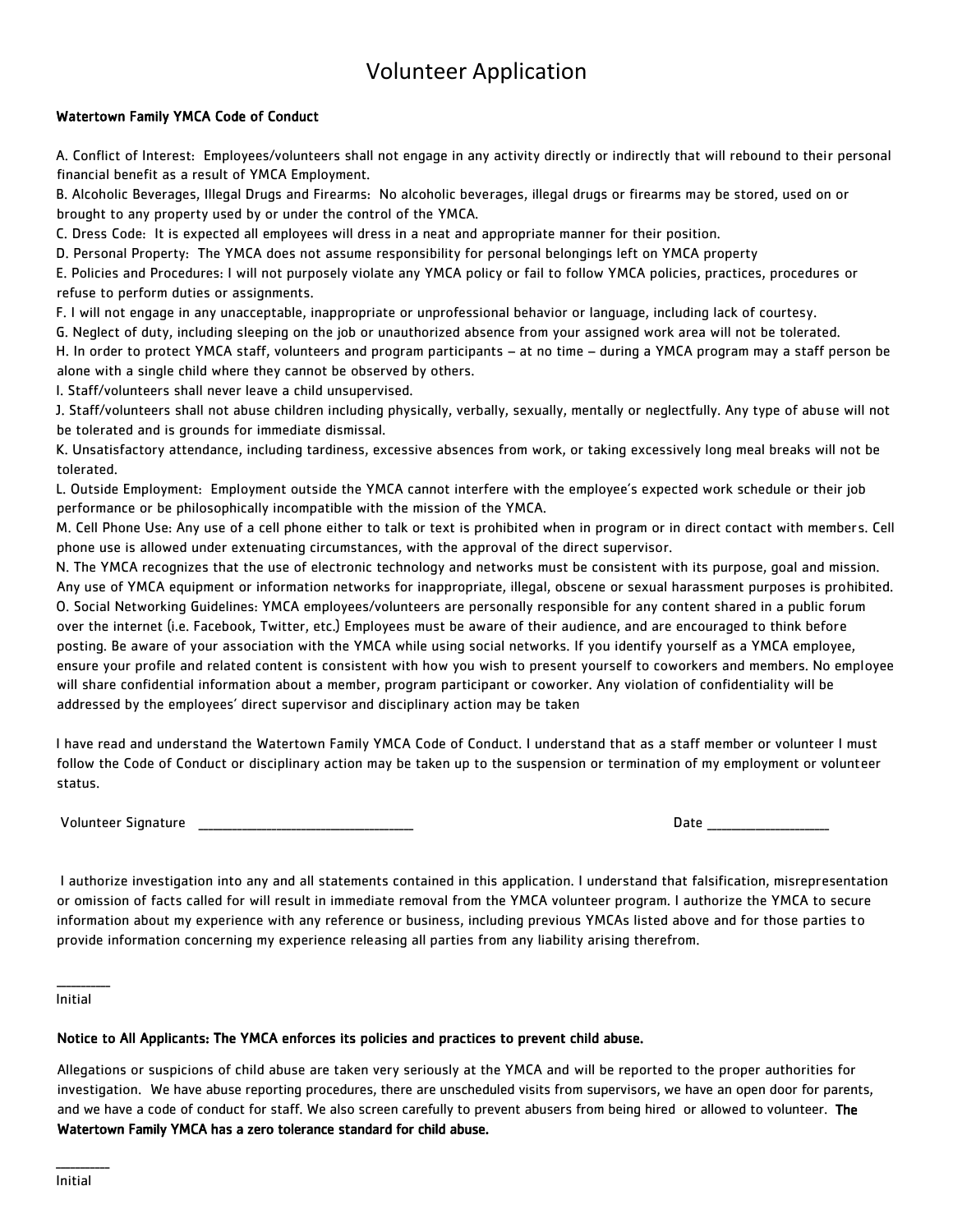# Volunteer Application

**Watertown Family YMCA Code of Conduct**

A. Conflict of Interest: Employees/volunteers shall not engage in any activity directly or indirectly that will rebound to their personal financial benefit as a result of YMCA Employment.
B. Alcoholic Beverages, Illegal Drugs and Firearms: No alcoholic beverages, illegal drugs or firearms may be stored, used on or brought to any property used by or under the control of the YMCA.
C. Dress Code: It is expected all employees will dress in a neat and appropriate manner for their position.
D. Personal Property: The YMCA does not assume responsibility for personal belongings left on YMCA property
E. Policies and Procedures: I will not purposely violate any YMCA policy or fail to follow YMCA policies, practices, procedures or refuse to perform duties or assignments.
F. I will not engage in any unacceptable, inappropriate or unprofessional behavior or language, including lack of courtesy.
G. Neglect of duty, including sleeping on the job or unauthorized absence from your assigned work area will not be tolerated.
H. In order to protect YMCA staff, volunteers and program participants – at no time – during a YMCA program may a staff person be alone with a single child where they cannot be observed by others.
I. Staff/volunteers shall never leave a child unsupervised.
J. Staff/volunteers shall not abuse children including physically, verbally, sexually, mentally or neglectfully. Any type of abuse will not be tolerated and is grounds for immediate dismissal.
K. Unsatisfactory attendance, including tardiness, excessive absences from work, or taking excessively long meal breaks will not be tolerated.
L. Outside Employment: Employment outside the YMCA cannot interfere with the employee's expected work schedule or their job performance or be philosophically incompatible with the mission of the YMCA.
M. Cell Phone Use: Any use of a cell phone either to talk or text is prohibited when in program or in direct contact with members. Cell phone use is allowed under extenuating circumstances, with the approval of the direct supervisor.
N. The YMCA recognizes that the use of electronic technology and networks must be consistent with its purpose, goal and mission. Any use of YMCA equipment or information networks for inappropriate, illegal, obscene or sexual harassment purposes is prohibited.
O. Social Networking Guidelines: YMCA employees/volunteers are personally responsible for any content shared in a public forum over the internet (i.e. Facebook, Twitter, etc.) Employees must be aware of their audience, and are encouraged to think before posting. Be aware of your association with the YMCA while using social networks. If you identify yourself as a YMCA employee, ensure your profile and related content is consistent with how you wish to present yourself to coworkers and members. No employee will share confidential information about a member, program participant or coworker. Any violation of confidentiality will be addressed by the employees' direct supervisor and disciplinary action may be taken

I have read and understand the Watertown Family YMCA Code of Conduct. I understand that as a staff member or volunteer I must follow the Code of Conduct or disciplinary action may be taken up to the suspension or termination of my employment or volunteer status.

Volunteer Signature ________________________________ Date __________________

I authorize investigation into any and all statements contained in this application. I understand that falsification, misrepresentation or omission of facts called for will result in immediate removal from the YMCA volunteer program. I authorize the YMCA to secure information about my experience with any reference or business, including previous YMCAs listed above and for those parties to provide information concerning my experience releasing all parties from any liability arising therefrom.

________
Initial

**Notice to All Applicants: The YMCA enforces its policies and practices to prevent child abuse.**

Allegations or suspicions of child abuse are taken very seriously at the YMCA and will be reported to the proper authorities for investigation. We have abuse reporting procedures, there are unscheduled visits from supervisors, we have an open door for parents, and we have a code of conduct for staff. We also screen carefully to prevent abusers from being hired or allowed to volunteer. **The Watertown Family YMCA has a zero tolerance standard for child abuse.**

________
Initial